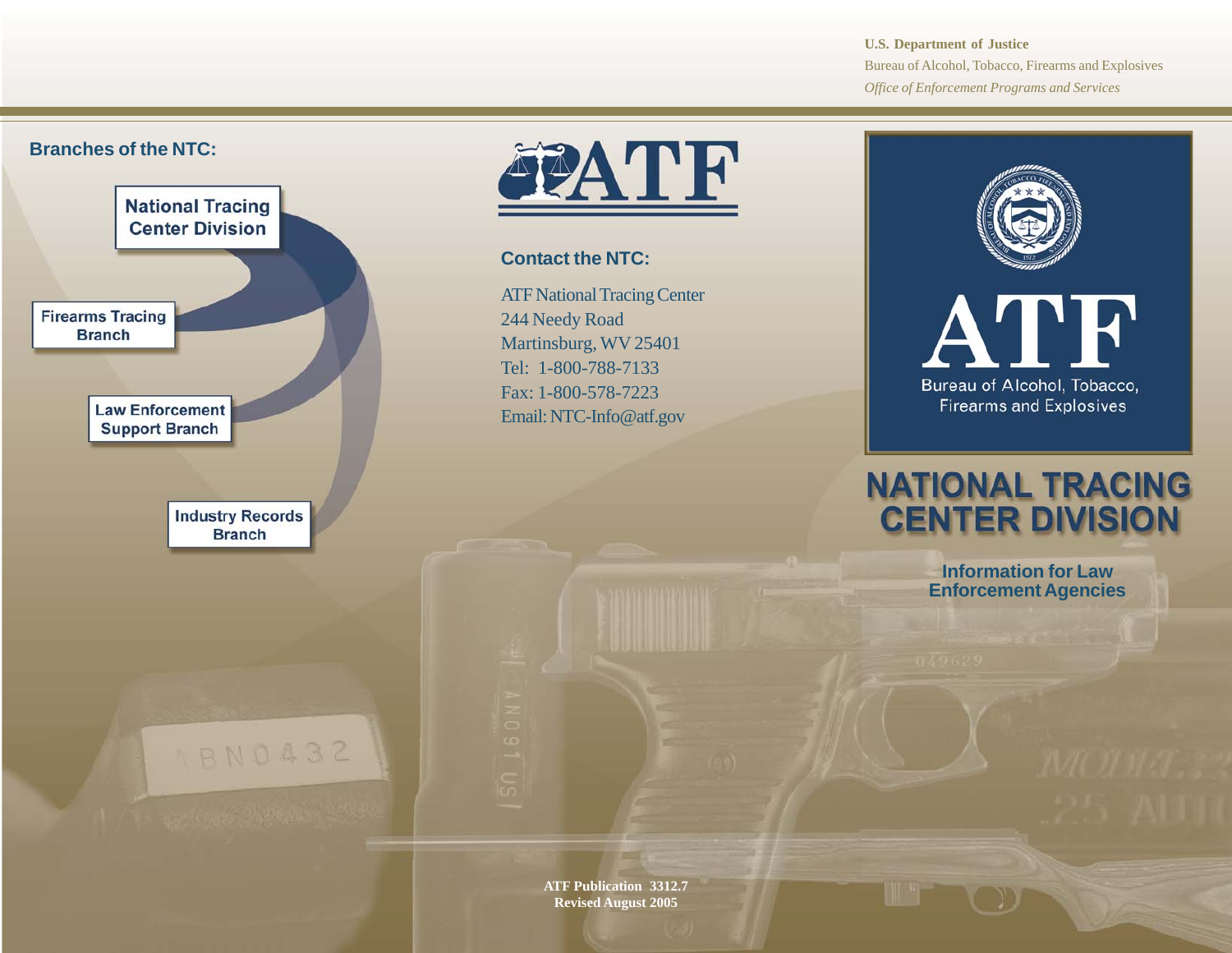U.S. Department of Justice
Bureau of Alcohol, Tobacco, Firearms and Explosives
*Office of Enforcement Programs and Services*

## Branches of the NTC:

- National Tracing Center Division
  - Firearms Tracing Branch
  - Law Enforcement Support Branch
  - Industry Records Branch

ATF

## Contact the NTC:

ATF National Tracing Center
244 Needy Road
Martinsburg, WV 25401
Tel: 1-800-788-7133
Fax: 1-800-578-7223
Email: NTC-Info@atf.gov

ATF Publication 3312.7
Revised August 2005

ATF
Bureau of Alcohol, Tobacco, Firearms and Explosives

# NATIONAL TRACING CENTER DIVISION

## Information for Law Enforcement Agencies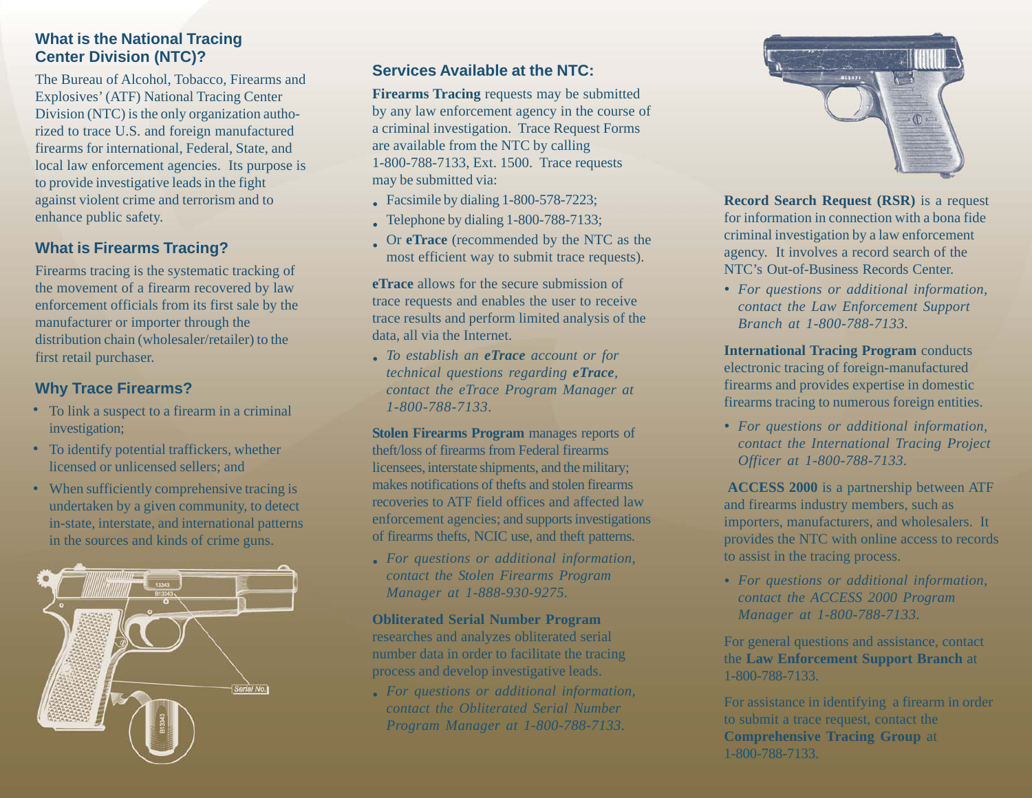## What is the National Tracing Center Division (NTC)?

The Bureau of Alcohol, Tobacco, Firearms and Explosives' (ATF) National Tracing Center Division (NTC) is the only organization authorized to trace U.S. and foreign manufactured firearms for international, Federal, State, and local law enforcement agencies. Its purpose is to provide investigative leads in the fight against violent crime and terrorism and to enhance public safety.

## What is Firearms Tracing?

Firearms tracing is the systematic tracking of the movement of a firearm recovered by law enforcement officials from its first sale by the manufacturer or importer through the distribution chain (wholesaler/retailer) to the first retail purchaser.

## Why Trace Firearms?

- To link a suspect to a firearm in a criminal investigation;
- To identify potential traffickers, whether licensed or unlicensed sellers; and
- When sufficiently comprehensive tracing is undertaken by a given community, to detect in-state, interstate, and international patterns in the sources and kinds of crime guns.

13343
B13343
Serial No.
B13343

## Services Available at the NTC:

**Firearms Tracing** requests may be submitted by any law enforcement agency in the course of a criminal investigation. Trace Request Forms are available from the NTC by calling 1-800-788-7133, Ext. 1500. Trace requests may be submitted via:

- Facsimile by dialing 1-800-578-7223;
- Telephone by dialing 1-800-788-7133;
- Or **eTrace** (recommended by the NTC as the most efficient way to submit trace requests).

**eTrace** allows for the secure submission of trace requests and enables the user to receive trace results and perform limited analysis of the data, all via the Internet.

- *To establish an **eTrace** account or for technical questions regarding **eTrace**, contact the eTrace Program Manager at 1-800-788-7133.*

**Stolen Firearms Program** manages reports of theft/loss of firearms from Federal firearms licensees, interstate shipments, and the military; makes notifications of thefts and stolen firearms recoveries to ATF field offices and affected law enforcement agencies; and supports investigations of firearms thefts, NCIC use, and theft patterns.

- *For questions or additional information, contact the Stolen Firearms Program Manager at 1-888-930-9275.*

**Obliterated Serial Number Program** researches and analyzes obliterated serial number data in order to facilitate the tracing process and develop investigative leads.

- *For questions or additional information, contact the Obliterated Serial Number Program Manager at 1-800-788-7133.*

**Record Search Request (RSR)** is a request for information in connection with a bona fide criminal investigation by a law enforcement agency. It involves a record search of the NTC's Out-of-Business Records Center.

- *For questions or additional information, contact the Law Enforcement Support Branch at 1-800-788-7133.*

**International Tracing Program** conducts electronic tracing of foreign-manufactured firearms and provides expertise in domestic firearms tracing to numerous foreign entities.

- *For questions or additional information, contact the International Tracing Project Officer at 1-800-788-7133.*

**ACCESS 2000** is a partnership between ATF and firearms industry members, such as importers, manufacturers, and wholesalers. It provides the NTC with online access to records to assist in the tracing process.

- *For questions or additional information, contact the ACCESS 2000 Program Manager at 1-800-788-7133.*

For general questions and assistance, contact the **Law Enforcement Support Branch** at 1-800-788-7133.

For assistance in identifying a firearm in order to submit a trace request, contact the **Comprehensive Tracing Group** at 1-800-788-7133.